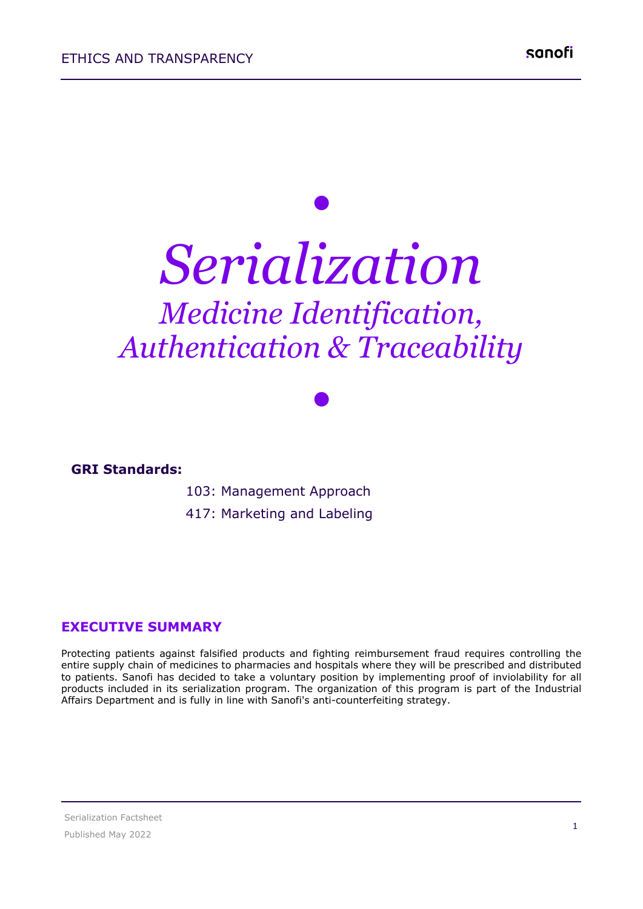# Serialization

## Medicine Identification, Authentication & Traceability

**GRI Standards:**

103: Management Approach

417: Marketing and Labeling

## EXECUTIVE SUMMARY

Protecting patients against falsified products and fighting reimbursement fraud requires controlling the entire supply chain of medicines to pharmacies and hospitals where they will be prescribed and distributed to patients. Sanofi has decided to take a voluntary position by implementing proof of inviolability for all products included in its serialization program. The organization of this program is part of the Industrial Affairs Department and is fully in line with Sanofi's anti-counterfeiting strategy.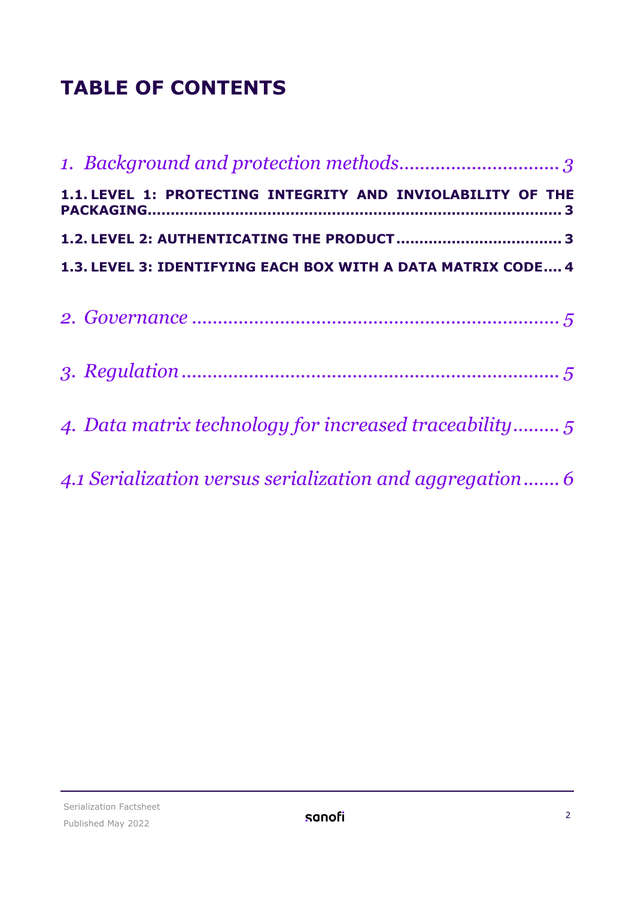# TABLE OF CONTENTS

*1. Background and protection methods* ............................... *3*

**1.1. LEVEL 1: PROTECTING INTEGRITY AND INVIOLABILITY OF THE PACKAGING** ........................................................................... **3**

**1.2. LEVEL 2: AUTHENTICATING THE PRODUCT** ................................... **3**

**1.3. LEVEL 3: IDENTIFYING EACH BOX WITH A DATA MATRIX CODE** .... **4**

*2. Governance* ..................................................................... *5*

*3. Regulation* ....................................................................... *5*

*4. Data matrix technology for increased traceability* ......... *5*

*4.1 Serialization versus serialization and aggregation* ....... *6*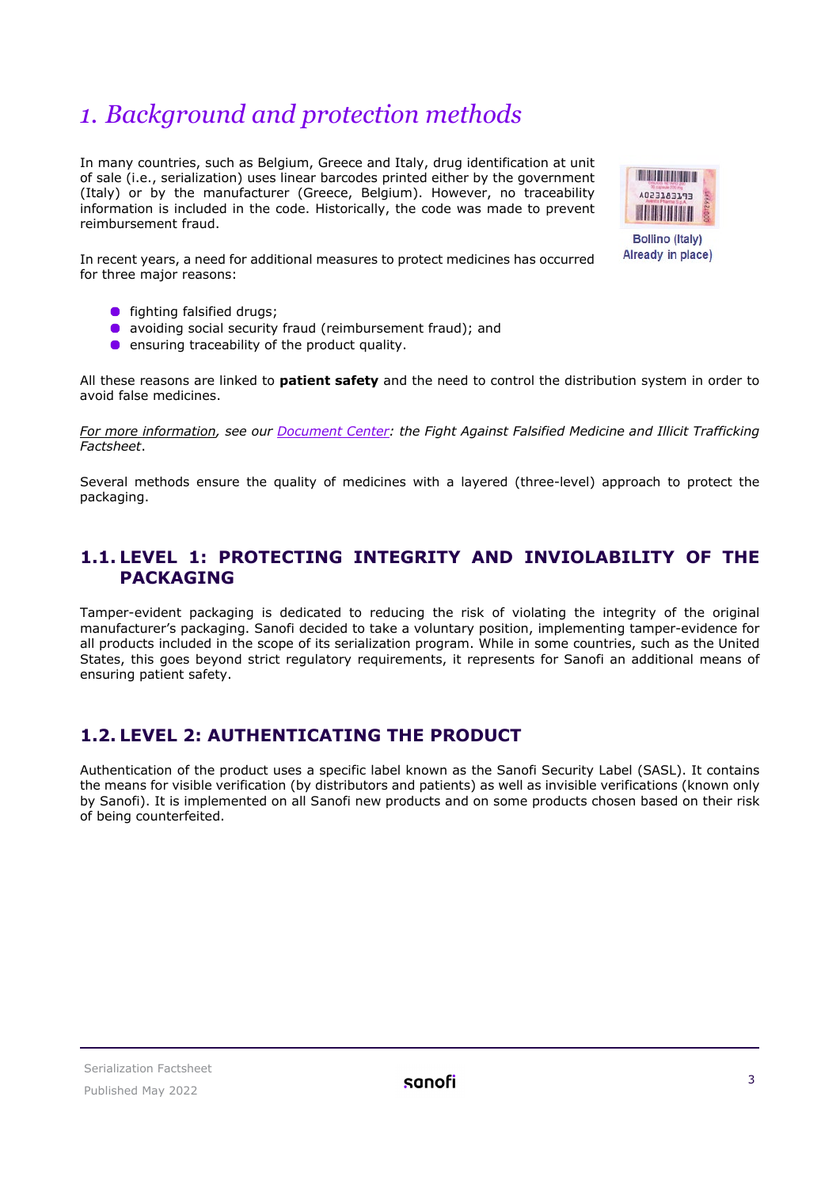# 1. Background and protection methods

In many countries, such as Belgium, Greece and Italy, drug identification at unit of sale (i.e., serialization) uses linear barcodes printed either by the government (Italy) or by the manufacturer (Greece, Belgium). However, no traceability information is included in the code. Historically, the code was made to prevent reimbursement fraud.

Bollino (Italy)
Already in place)

In recent years, a need for additional measures to protect medicines has occurred for three major reasons:

- fighting falsified drugs;
- avoiding social security fraud (reimbursement fraud); and
- ensuring traceability of the product quality.

All these reasons are linked to **patient safety** and the need to control the distribution system in order to avoid false medicines.

*For more information, see our Document Center: the Fight Against Falsified Medicine and Illicit Trafficking Factsheet.*

Several methods ensure the quality of medicines with a layered (three-level) approach to protect the packaging.

## 1.1. LEVEL 1: PROTECTING INTEGRITY AND INVIOLABILITY OF THE PACKAGING

Tamper-evident packaging is dedicated to reducing the risk of violating the integrity of the original manufacturer's packaging. Sanofi decided to take a voluntary position, implementing tamper-evidence for all products included in the scope of its serialization program. While in some countries, such as the United States, this goes beyond strict regulatory requirements, it represents for Sanofi an additional means of ensuring patient safety.

## 1.2. LEVEL 2: AUTHENTICATING THE PRODUCT

Authentication of the product uses a specific label known as the Sanofi Security Label (SASL). It contains the means for visible verification (by distributors and patients) as well as invisible verifications (known only by Sanofi). It is implemented on all Sanofi new products and on some products chosen based on their risk of being counterfeited.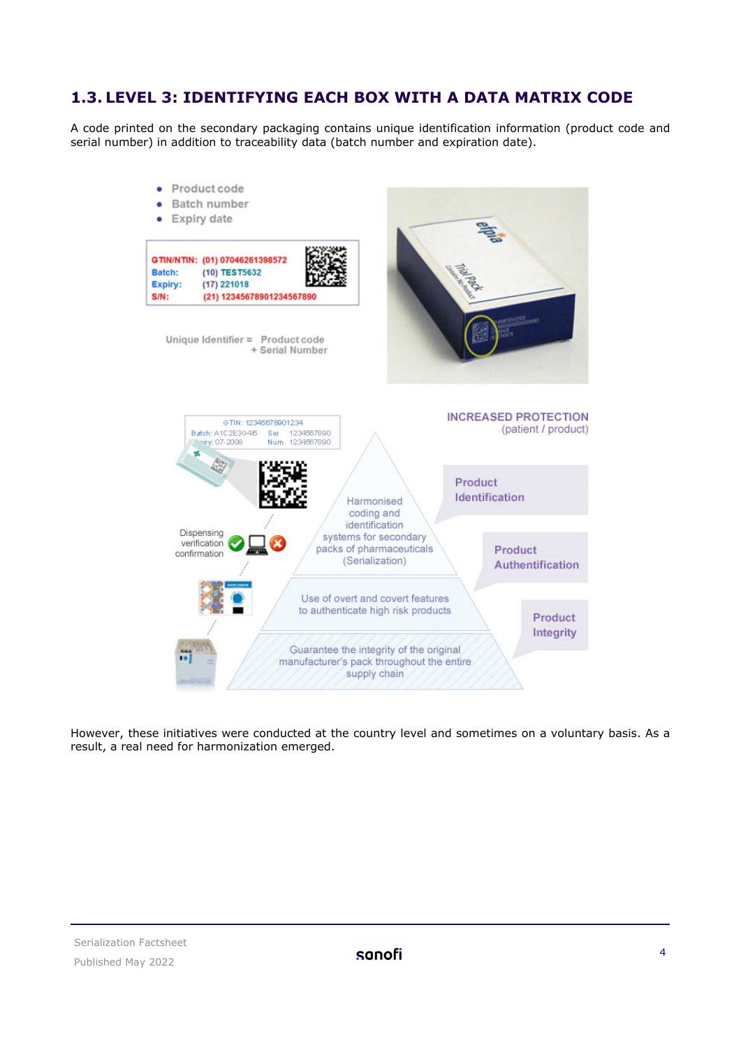## 1.3. LEVEL 3: IDENTIFYING EACH BOX WITH A DATA MATRIX CODE

A code printed on the secondary packaging contains unique identification information (product code and serial number) in addition to traceability data (batch number and expiration date).

- Product code
- Batch number
- Expiry date

GTIN/NTIN: (01) 07046261398572
Batch: (10) TEST5632
Expiry: (17) 221018
S/N: (21) 12345678901234567890

Unique Identifier = Product code + Serial Number

INCREASED PROTECTION (patient / product)

- Harmonised coding and identification systems for secondary packs of pharmaceuticals (Serialization) — Product Identification
- Use of overt and covert features to authenticate high risk products — Product Authentification
- Guarantee the integrity of the original manufacturer's pack throughout the entire supply chain — Product Integrity

Dispensing verification confirmation

However, these initiatives were conducted at the country level and sometimes on a voluntary basis. As a result, a real need for harmonization emerged.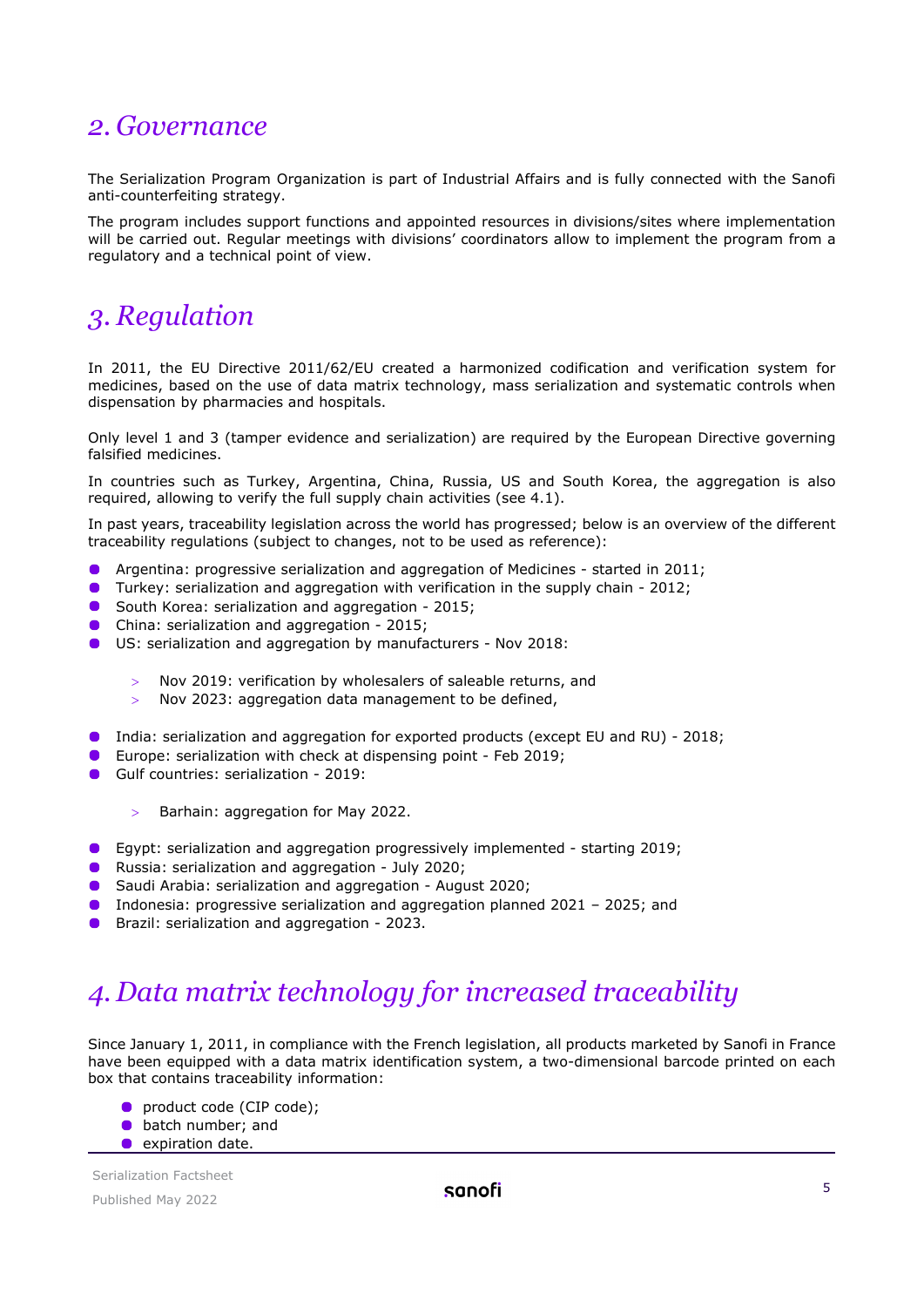## 2. Governance

The Serialization Program Organization is part of Industrial Affairs and is fully connected with the Sanofi anti-counterfeiting strategy.

The program includes support functions and appointed resources in divisions/sites where implementation will be carried out. Regular meetings with divisions' coordinators allow to implement the program from a regulatory and a technical point of view.

## 3. Regulation

In 2011, the EU Directive 2011/62/EU created a harmonized codification and verification system for medicines, based on the use of data matrix technology, mass serialization and systematic controls when dispensation by pharmacies and hospitals.

Only level 1 and 3 (tamper evidence and serialization) are required by the European Directive governing falsified medicines.

In countries such as Turkey, Argentina, China, Russia, US and South Korea, the aggregation is also required, allowing to verify the full supply chain activities (see 4.1).

In past years, traceability legislation across the world has progressed; below is an overview of the different traceability regulations (subject to changes, not to be used as reference):

- Argentina: progressive serialization and aggregation of Medicines - started in 2011;
- Turkey: serialization and aggregation with verification in the supply chain - 2012;
- South Korea: serialization and aggregation - 2015;
- China: serialization and aggregation - 2015;
- US: serialization and aggregation by manufacturers - Nov 2018:
  - Nov 2019: verification by wholesalers of saleable returns, and
  - Nov 2023: aggregation data management to be defined,
- India: serialization and aggregation for exported products (except EU and RU) - 2018;
- Europe: serialization with check at dispensing point - Feb 2019;
- Gulf countries: serialization - 2019:
  - Barhain: aggregation for May 2022.
- Egypt: serialization and aggregation progressively implemented - starting 2019;
- Russia: serialization and aggregation - July 2020;
- Saudi Arabia: serialization and aggregation - August 2020;
- Indonesia: progressive serialization and aggregation planned 2021 – 2025; and
- Brazil: serialization and aggregation - 2023.

## 4. Data matrix technology for increased traceability

Since January 1, 2011, in compliance with the French legislation, all products marketed by Sanofi in France have been equipped with a data matrix identification system, a two-dimensional barcode printed on each box that contains traceability information:

- product code (CIP code);
- batch number; and
- expiration date.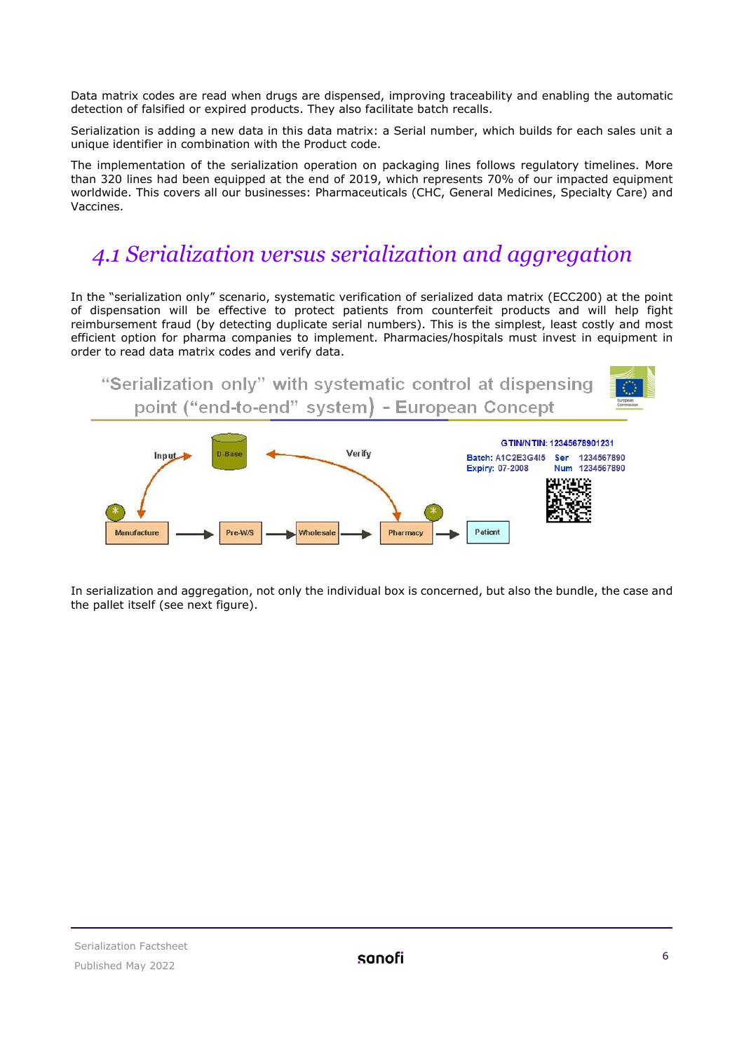Data matrix codes are read when drugs are dispensed, improving traceability and enabling the automatic detection of falsified or expired products. They also facilitate batch recalls.

Serialization is adding a new data in this data matrix: a Serial number, which builds for each sales unit a unique identifier in combination with the Product code.

The implementation of the serialization operation on packaging lines follows regulatory timelines. More than 320 lines had been equipped at the end of 2019, which represents 70% of our impacted equipment worldwide. This covers all our businesses: Pharmaceuticals (CHC, General Medicines, Specialty Care) and Vaccines.

## 4.1 Serialization versus serialization and aggregation

In the "serialization only" scenario, systematic verification of serialized data matrix (ECC200) at the point of dispensation will be effective to protect patients from counterfeit products and will help fight reimbursement fraud (by detecting duplicate serial numbers). This is the simplest, least costly and most efficient option for pharma companies to implement. Pharmacies/hospitals must invest in equipment in order to read data matrix codes and verify data.

"Serialization only" with systematic control at dispensing point ("end-to-end" system) - European Concept

In serialization and aggregation, not only the individual box is concerned, but also the bundle, the case and the pallet itself (see next figure).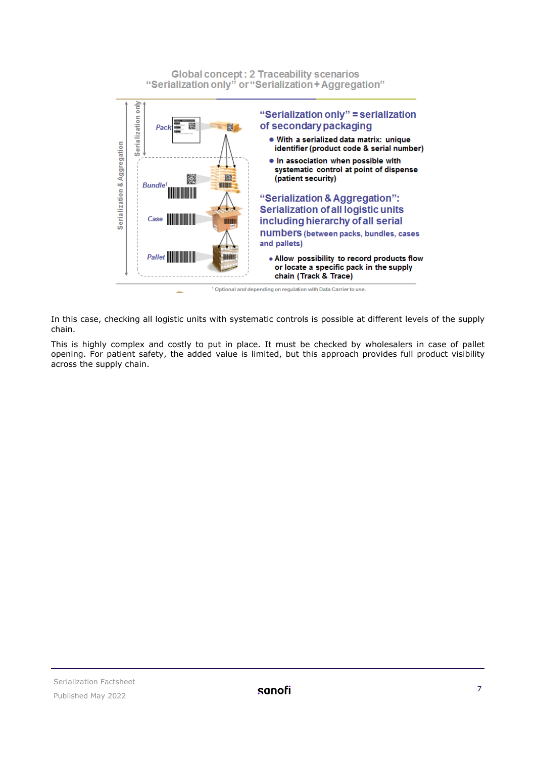Global concept: 2 Traceability scenarios
"Serialization only" or "Serialization + Aggregation"

Serialization & Aggregation

Serialization only

Pack

Bundle[1]

Case

Pallet

"Serialization only" = serialization of secondary packaging

- With a serialized data matrix: unique identifier (product code & serial number)
- In association when possible with systematic control at point of dispense (patient security)

"Serialization & Aggregation": Serialization of all logistic units including hierarchy of all serial numbers (between packs, bundles, cases and pallets)

- Allow possibility to record products flow or locate a specific pack in the supply chain (Track & Trace)

[1] Optional and depending on regulation with Data Carrier to use.

In this case, checking all logistic units with systematic controls is possible at different levels of the supply chain.

This is highly complex and costly to put in place. It must be checked by wholesalers in case of pallet opening. For patient safety, the added value is limited, but this approach provides full product visibility across the supply chain.